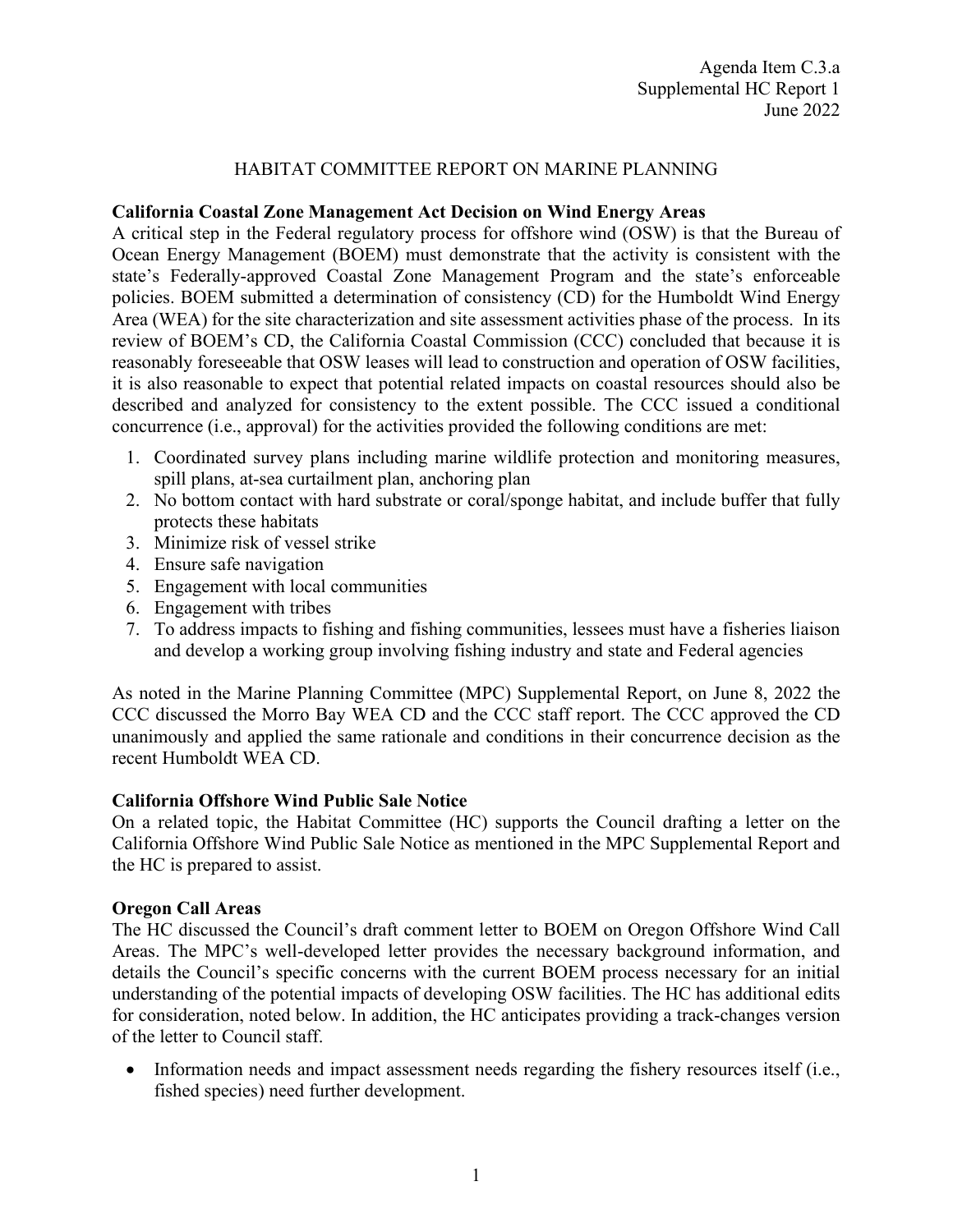Agenda Item C.3.a
Supplemental HC Report 1
June 2022

# HABITAT COMMITTEE REPORT ON MARINE PLANNING

**California Coastal Zone Management Act Decision on Wind Energy Areas**

A critical step in the Federal regulatory process for offshore wind (OSW) is that the Bureau of Ocean Energy Management (BOEM) must demonstrate that the activity is consistent with the state's Federally-approved Coastal Zone Management Program and the state's enforceable policies. BOEM submitted a determination of consistency (CD) for the Humboldt Wind Energy Area (WEA) for the site characterization and site assessment activities phase of the process. In its review of BOEM's CD, the California Coastal Commission (CCC) concluded that because it is reasonably foreseeable that OSW leases will lead to construction and operation of OSW facilities, it is also reasonable to expect that potential related impacts on coastal resources should also be described and analyzed for consistency to the extent possible. The CCC issued a conditional concurrence (i.e., approval) for the activities provided the following conditions are met:

1. Coordinated survey plans including marine wildlife protection and monitoring measures, spill plans, at-sea curtailment plan, anchoring plan
2. No bottom contact with hard substrate or coral/sponge habitat, and include buffer that fully protects these habitats
3. Minimize risk of vessel strike
4. Ensure safe navigation
5. Engagement with local communities
6. Engagement with tribes
7. To address impacts to fishing and fishing communities, lessees must have a fisheries liaison and develop a working group involving fishing industry and state and Federal agencies

As noted in the Marine Planning Committee (MPC) Supplemental Report, on June 8, 2022 the CCC discussed the Morro Bay WEA CD and the CCC staff report. The CCC approved the CD unanimously and applied the same rationale and conditions in their concurrence decision as the recent Humboldt WEA CD.

**California Offshore Wind Public Sale Notice**

On a related topic, the Habitat Committee (HC) supports the Council drafting a letter on the California Offshore Wind Public Sale Notice as mentioned in the MPC Supplemental Report and the HC is prepared to assist.

**Oregon Call Areas**

The HC discussed the Council's draft comment letter to BOEM on Oregon Offshore Wind Call Areas. The MPC's well-developed letter provides the necessary background information, and details the Council's specific concerns with the current BOEM process necessary for an initial understanding of the potential impacts of developing OSW facilities. The HC has additional edits for consideration, noted below. In addition, the HC anticipates providing a track-changes version of the letter to Council staff.

- Information needs and impact assessment needs regarding the fishery resources itself (i.e., fished species) need further development.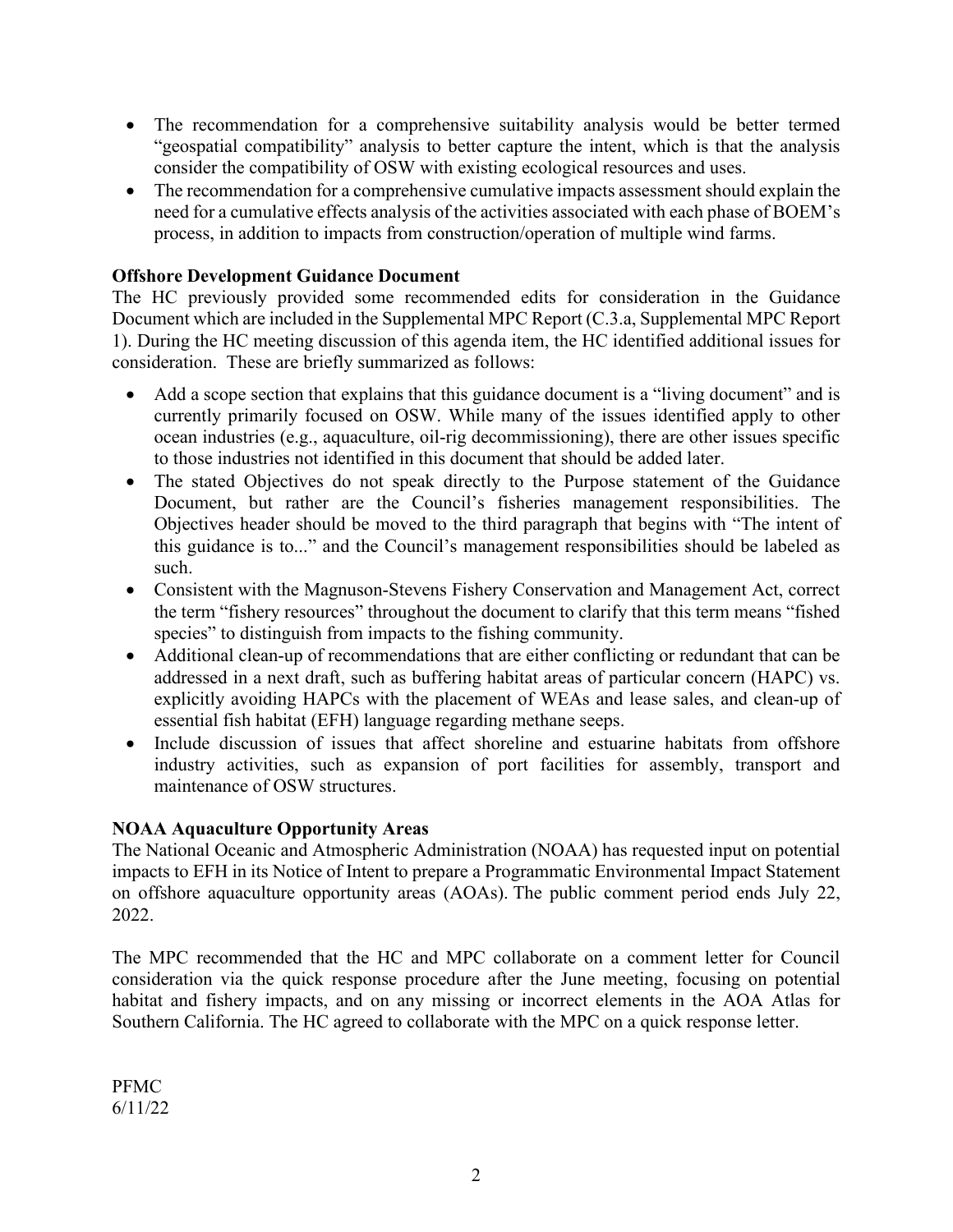- The recommendation for a comprehensive suitability analysis would be better termed "geospatial compatibility" analysis to better capture the intent, which is that the analysis consider the compatibility of OSW with existing ecological resources and uses.
- The recommendation for a comprehensive cumulative impacts assessment should explain the need for a cumulative effects analysis of the activities associated with each phase of BOEM's process, in addition to impacts from construction/operation of multiple wind farms.

**Offshore Development Guidance Document**

The HC previously provided some recommended edits for consideration in the Guidance Document which are included in the Supplemental MPC Report (C.3.a, Supplemental MPC Report 1). During the HC meeting discussion of this agenda item, the HC identified additional issues for consideration. These are briefly summarized as follows:

- Add a scope section that explains that this guidance document is a "living document" and is currently primarily focused on OSW. While many of the issues identified apply to other ocean industries (e.g., aquaculture, oil-rig decommissioning), there are other issues specific to those industries not identified in this document that should be added later.
- The stated Objectives do not speak directly to the Purpose statement of the Guidance Document, but rather are the Council's fisheries management responsibilities. The Objectives header should be moved to the third paragraph that begins with "The intent of this guidance is to..." and the Council's management responsibilities should be labeled as such.
- Consistent with the Magnuson-Stevens Fishery Conservation and Management Act, correct the term "fishery resources" throughout the document to clarify that this term means "fished species" to distinguish from impacts to the fishing community.
- Additional clean-up of recommendations that are either conflicting or redundant that can be addressed in a next draft, such as buffering habitat areas of particular concern (HAPC) vs. explicitly avoiding HAPCs with the placement of WEAs and lease sales, and clean-up of essential fish habitat (EFH) language regarding methane seeps.
- Include discussion of issues that affect shoreline and estuarine habitats from offshore industry activities, such as expansion of port facilities for assembly, transport and maintenance of OSW structures.

**NOAA Aquaculture Opportunity Areas**

The National Oceanic and Atmospheric Administration (NOAA) has requested input on potential impacts to EFH in its Notice of Intent to prepare a Programmatic Environmental Impact Statement on offshore aquaculture opportunity areas (AOAs). The public comment period ends July 22, 2022.

The MPC recommended that the HC and MPC collaborate on a comment letter for Council consideration via the quick response procedure after the June meeting, focusing on potential habitat and fishery impacts, and on any missing or incorrect elements in the AOA Atlas for Southern California. The HC agreed to collaborate with the MPC on a quick response letter.

PFMC
6/11/22